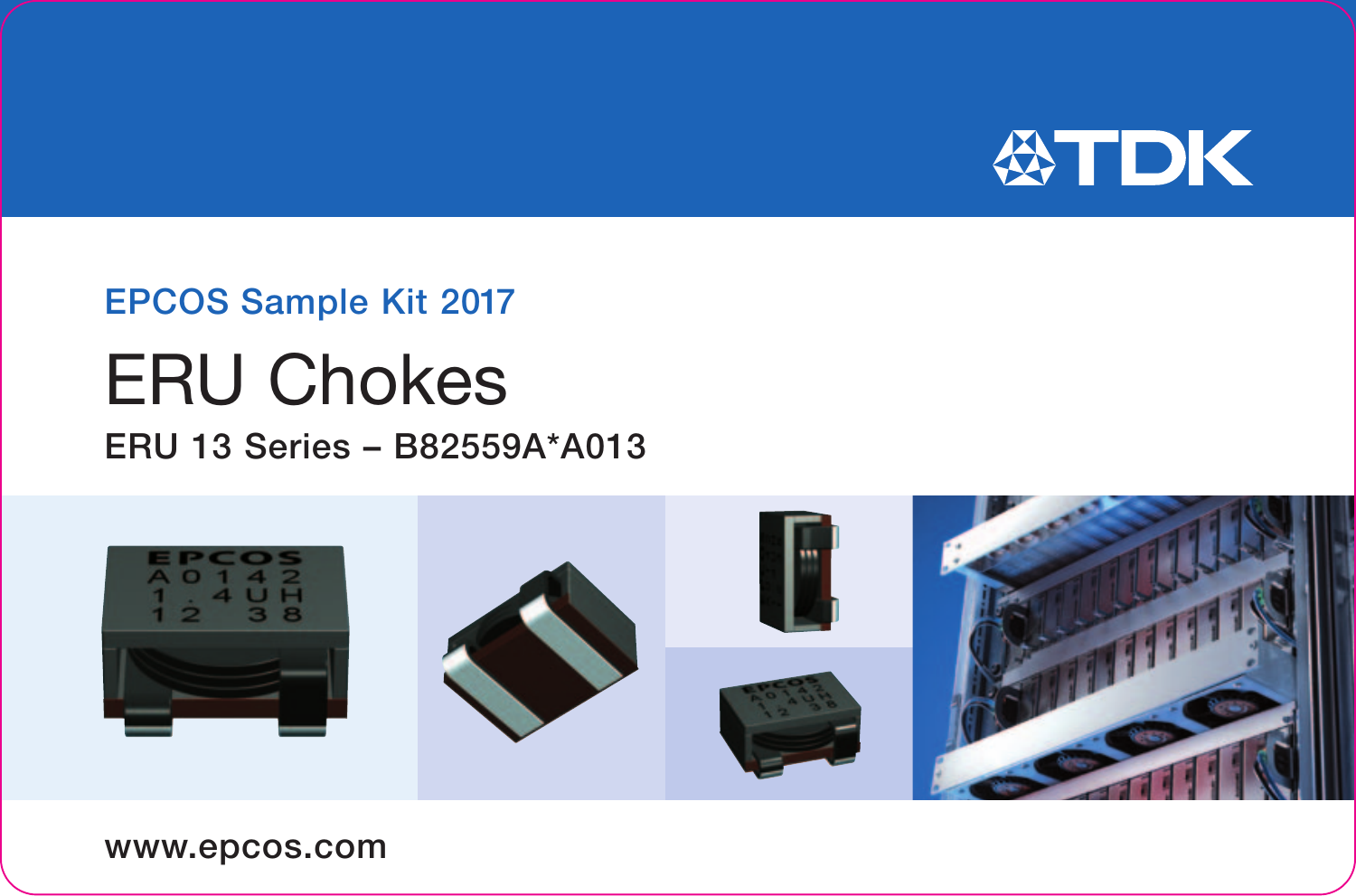TDK

EPCOS Sample Kit 2017

# ERU Chokes

## ERU 13 Series – B82559A*A013

www.epcos.com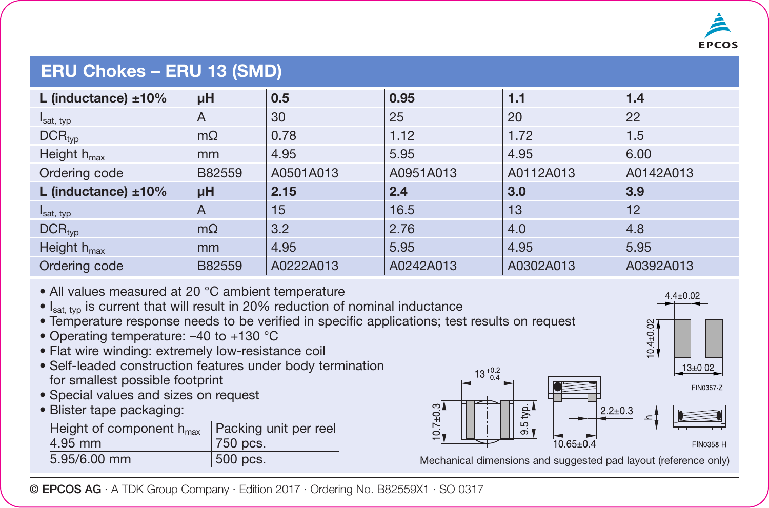## ERU Chokes – ERU 13 (SMD)

| | | | | | |
|---|---|---|---|---|---|
| **L (inductance) ±10%** | **µH** | **0.5** | **0.95** | **1.1** | **1.4** |
| $I_{sat, typ}$ | A | 30 | 25 | 20 | 22 |
| $DCR_{typ}$ | mΩ | 0.78 | 1.12 | 1.72 | 1.5 |
| Height $h_{max}$ | mm | 4.95 | 5.95 | 4.95 | 6.00 |
| Ordering code | B82559 | A0501A013 | A0951A013 | A0112A013 | A0142A013 |
| **L (inductance) ±10%** | **µH** | **2.15** | **2.4** | **3.0** | **3.9** |
| $I_{sat, typ}$ | A | 15 | 16.5 | 13 | 12 |
| $DCR_{typ}$ | mΩ | 3.2 | 2.76 | 4.0 | 4.8 |
| Height $h_{max}$ | mm | 4.95 | 5.95 | 4.95 | 5.95 |
| Ordering code | B82559 | A0222A013 | A0242A013 | A0302A013 | A0392A013 |

- All values measured at 20 °C ambient temperature
- $I_{sat, typ}$ is current that will result in 20% reduction of nominal inductance
- Temperature response needs to be verified in specific applications; test results on request
- Operating temperature: –40 to +130 °C
- Flat wire winding: extremely low-resistance coil
- Self-leaded construction features under body termination for smallest possible footprint
- Special values and sizes on request
- Blister tape packaging:

| Height of component $h_{max}$ | Packing unit per reel |
|---|---|
| 4.95 mm | 750 pcs. |
| 5.95/6.00 mm | 500 pcs. |

4.4±0.02

10.4±0.02

13±0.02

FIN0357-Z

$13^{+0.2}_{-0.4}$

10.7±0.3

9.5 typ.

2.2±0.3

10.65±0.4

h

FIN0358-H

Mechanical dimensions and suggested pad layout (reference only)